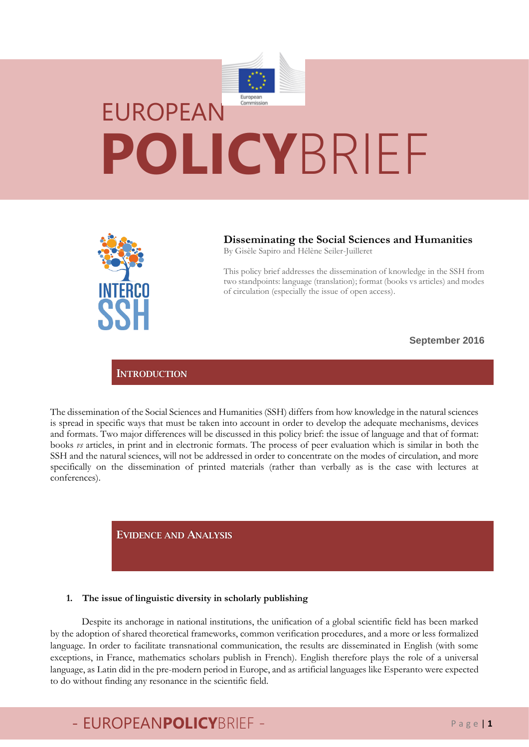# EUROPEAN POLICYBRIEF

INTERCO SSH

## Disseminating the Social Sciences and Humanities

By Gisèle Sapiro and Hélène Seiler-Juilleret

This policy brief addresses the dissemination of knowledge in the SSH from two standpoints: language (translation); format (books vs articles) and modes of circulation (especially the issue of open access).

**September 2016**

## INTRODUCTION

The dissemination of the Social Sciences and Humanities (SSH) differs from how knowledge in the natural sciences is spread in specific ways that must be taken into account in order to develop the adequate mechanisms, devices and formats. Two major differences will be discussed in this policy brief: the issue of language and that of format: books *vs* articles, in print and in electronic formats. The process of peer evaluation which is similar in both the SSH and the natural sciences, will not be addressed in order to concentrate on the modes of circulation, and more specifically on the dissemination of printed materials (rather than verbally as is the case with lectures at conferences).

## EVIDENCE AND ANALYSIS

### 1. The issue of linguistic diversity in scholarly publishing

Despite its anchorage in national institutions, the unification of a global scientific field has been marked by the adoption of shared theoretical frameworks, common verification procedures, and a more or less formalized language. In order to facilitate transnational communication, the results are disseminated in English (with some exceptions, in France, mathematics scholars publish in French). English therefore plays the role of a universal language, as Latin did in the pre-modern period in Europe, and as artificial languages like Esperanto were expected to do without finding any resonance in the scientific field.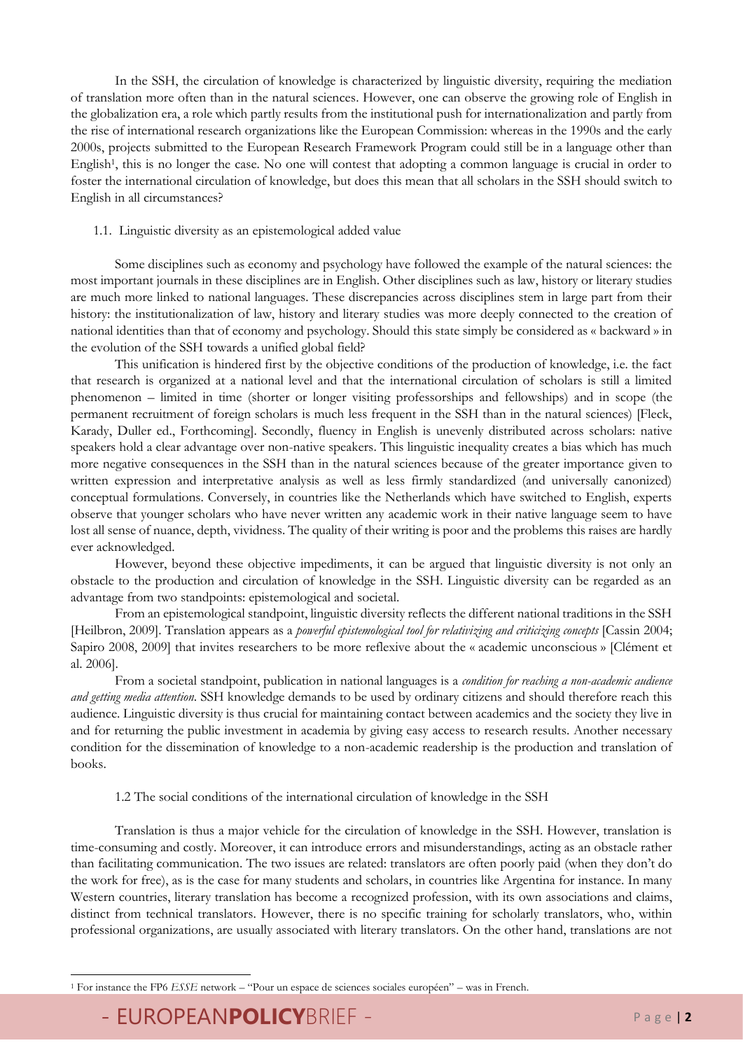In the SSH, the circulation of knowledge is characterized by linguistic diversity, requiring the mediation of translation more often than in the natural sciences. However, one can observe the growing role of English in the globalization era, a role which partly results from the institutional push for internationalization and partly from the rise of international research organizations like the European Commission: whereas in the 1990s and the early 2000s, projects submitted to the European Research Framework Program could still be in a language other than English[1], this is no longer the case. No one will contest that adopting a common language is crucial in order to foster the international circulation of knowledge, but does this mean that all scholars in the SSH should switch to English in all circumstances?

### 1.1. Linguistic diversity as an epistemological added value

Some disciplines such as economy and psychology have followed the example of the natural sciences: the most important journals in these disciplines are in English. Other disciplines such as law, history or literary studies are much more linked to national languages. These discrepancies across disciplines stem in large part from their history: the institutionalization of law, history and literary studies was more deeply connected to the creation of national identities than that of economy and psychology. Should this state simply be considered as « backward » in the evolution of the SSH towards a unified global field?

This unification is hindered first by the objective conditions of the production of knowledge, i.e. the fact that research is organized at a national level and that the international circulation of scholars is still a limited phenomenon – limited in time (shorter or longer visiting professorships and fellowships) and in scope (the permanent recruitment of foreign scholars is much less frequent in the SSH than in the natural sciences) [Fleck, Karady, Duller ed., Forthcoming]. Secondly, fluency in English is unevenly distributed across scholars: native speakers hold a clear advantage over non-native speakers. This linguistic inequality creates a bias which has much more negative consequences in the SSH than in the natural sciences because of the greater importance given to written expression and interpretative analysis as well as less firmly standardized (and universally canonized) conceptual formulations. Conversely, in countries like the Netherlands which have switched to English, experts observe that younger scholars who have never written any academic work in their native language seem to have lost all sense of nuance, depth, vividness. The quality of their writing is poor and the problems this raises are hardly ever acknowledged.

However, beyond these objective impediments, it can be argued that linguistic diversity is not only an obstacle to the production and circulation of knowledge in the SSH. Linguistic diversity can be regarded as an advantage from two standpoints: epistemological and societal.

From an epistemological standpoint, linguistic diversity reflects the different national traditions in the SSH [Heilbron, 2009]. Translation appears as a *powerful epistemological tool for relativizing and criticizing concepts* [Cassin 2004; Sapiro 2008, 2009] that invites researchers to be more reflexive about the « academic unconscious » [Clément et al. 2006].

From a societal standpoint, publication in national languages is a *condition for reaching a non-academic audience and getting media attention*. SSH knowledge demands to be used by ordinary citizens and should therefore reach this audience. Linguistic diversity is thus crucial for maintaining contact between academics and the society they live in and for returning the public investment in academia by giving easy access to research results. Another necessary condition for the dissemination of knowledge to a non-academic readership is the production and translation of books.

### 1.2 The social conditions of the international circulation of knowledge in the SSH

Translation is thus a major vehicle for the circulation of knowledge in the SSH. However, translation is time-consuming and costly. Moreover, it can introduce errors and misunderstandings, acting as an obstacle rather than facilitating communication. The two issues are related: translators are often poorly paid (when they don't do the work for free), as is the case for many students and scholars, in countries like Argentina for instance. In many Western countries, literary translation has become a recognized profession, with its own associations and claims, distinct from technical translators. However, there is no specific training for scholarly translators, who, within professional organizations, are usually associated with literary translators. On the other hand, translations are not

[1] For instance the FP6 *ESSE* network – "Pour un espace de sciences sociales européen" – was in French.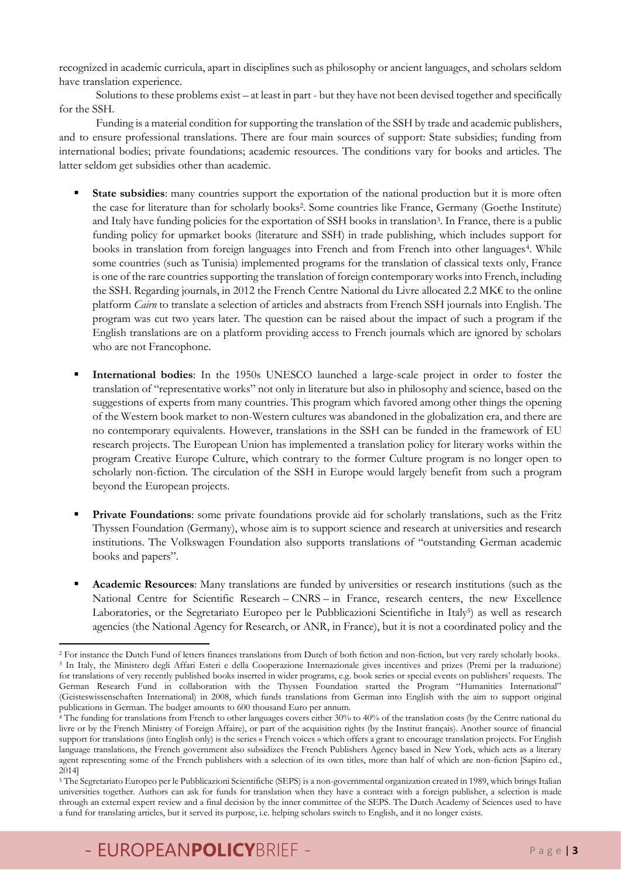recognized in academic curricula, apart in disciplines such as philosophy or ancient languages, and scholars seldom have translation experience.

Solutions to these problems exist – at least in part - but they have not been devised together and specifically for the SSH.

Funding is a material condition for supporting the translation of the SSH by trade and academic publishers, and to ensure professional translations. There are four main sources of support: State subsidies; funding from international bodies; private foundations; academic resources. The conditions vary for books and articles. The latter seldom get subsidies other than academic.

- **State subsidies**: many countries support the exportation of the national production but it is more often the case for literature than for scholarly books[2]. Some countries like France, Germany (Goethe Institute) and Italy have funding policies for the exportation of SSH books in translation[3]. In France, there is a public funding policy for upmarket books (literature and SSH) in trade publishing, which includes support for books in translation from foreign languages into French and from French into other languages[4]. While some countries (such as Tunisia) implemented programs for the translation of classical texts only, France is one of the rare countries supporting the translation of foreign contemporary works into French, including the SSH. Regarding journals, in 2012 the French Centre National du Livre allocated 2.2 MK€ to the online platform *Cairn* to translate a selection of articles and abstracts from French SSH journals into English. The program was cut two years later. The question can be raised about the impact of such a program if the English translations are on a platform providing access to French journals which are ignored by scholars who are not Francophone.

- **International bodies**: In the 1950s UNESCO launched a large-scale project in order to foster the translation of "representative works" not only in literature but also in philosophy and science, based on the suggestions of experts from many countries. This program which favored among other things the opening of the Western book market to non-Western cultures was abandoned in the globalization era, and there are no contemporary equivalents. However, translations in the SSH can be funded in the framework of EU research projects. The European Union has implemented a translation policy for literary works within the program Creative Europe Culture, which contrary to the former Culture program is no longer open to scholarly non-fiction. The circulation of the SSH in Europe would largely benefit from such a program beyond the European projects.

- **Private Foundations**: some private foundations provide aid for scholarly translations, such as the Fritz Thyssen Foundation (Germany), whose aim is to support science and research at universities and research institutions. The Volkswagen Foundation also supports translations of "outstanding German academic books and papers".

- **Academic Resources**: Many translations are funded by universities or research institutions (such as the National Centre for Scientific Research – CNRS – in France, research centers, the new Excellence Laboratories, or the Segretariato Europeo per le Pubblicazioni Scientifiche in Italy[5]) as well as research agencies (the National Agency for Research, or ANR, in France), but it is not a coordinated policy and the

---

[2] For instance the Dutch Fund of letters finances translations from Dutch of both fiction and non-fiction, but very rarely scholarly books.

[3] In Italy, the Ministero degli Affari Esteri e della Cooperazione Internazionale gives incentives and prizes (Premi per la traduzione) for translations of very recently published books inserted in wider programs, e.g. book series or special events on publishers' requests. The German Research Fund in collaboration with the Thyssen Foundation started the Program "Humanities International" (Geisteswissenschaften International) in 2008, which funds translations from German into English with the aim to support original publications in German. The budget amounts to 600 thousand Euro per annum.

[4] The funding for translations from French to other languages covers either 30% to 40% of the translation costs (by the Centre national du livre or by the French Ministry of Foreign Affaire), or part of the acquisition rights (by the Institut français). Another source of financial support for translations (into English only) is the series « French voices » which offers a grant to encourage translation projects. For English language translations, the French government also subsidizes the French Publishers Agency based in New York, which acts as a literary agent representing some of the French publishers with a selection of its own titles, more than half of which are non-fiction [Sapiro ed., 2014]

[5] The Segretariato Europeo per le Pubblicazioni Scientifiche (SEPS) is a non-governmental organization created in 1989, which brings Italian universities together. Authors can ask for funds for translation when they have a contract with a foreign publisher, a selection is made through an external expert review and a final decision by the inner committee of the SEPS. The Dutch Academy of Sciences used to have a fund for translating articles, but it served its purpose, i.e. helping scholars switch to English, and it no longer exists.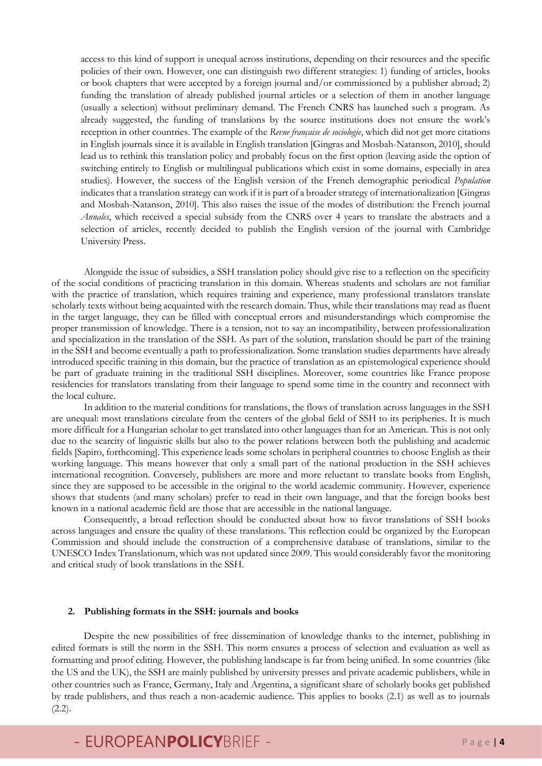access to this kind of support is unequal across institutions, depending on their resources and the specific policies of their own. However, one can distinguish two different strategies: 1) funding of articles, books or book chapters that were accepted by a foreign journal and/or commissioned by a publisher abroad; 2) funding the translation of already published journal articles or a selection of them in another language (usually a selection) without preliminary demand. The French CNRS has launched such a program. As already suggested, the funding of translations by the source institutions does not ensure the work's reception in other countries. The example of the *Revue française de sociologie*, which did not get more citations in English journals since it is available in English translation [Gingras and Mosbah-Natanson, 2010], should lead us to rethink this translation policy and probably focus on the first option (leaving aside the option of switching entirely to English or multilingual publications which exist in some domains, especially in area studies). However, the success of the English version of the French demographic periodical *Population* indicates that a translation strategy can work if it is part of a broader strategy of internationalization [Gingras and Mosbah-Natanson, 2010]. This also raises the issue of the modes of distribution: the French journal *Annales*, which received a special subsidy from the CNRS over 4 years to translate the abstracts and a selection of articles, recently decided to publish the English version of the journal with Cambridge University Press.

Alongside the issue of subsidies, a SSH translation policy should give rise to a reflection on the specificity of the social conditions of practicing translation in this domain. Whereas students and scholars are not familiar with the practice of translation, which requires training and experience, many professional translators translate scholarly texts without being acquainted with the research domain. Thus, while their translations may read as fluent in the target language, they can be filled with conceptual errors and misunderstandings which compromise the proper transmission of knowledge. There is a tension, not to say an incompatibility, between professionalization and specialization in the translation of the SSH. As part of the solution, translation should be part of the training in the SSH and become eventually a path to professionalization. Some translation studies departments have already introduced specific training in this domain, but the practice of translation as an epistemological experience should be part of graduate training in the traditional SSH disciplines. Moreover, some countries like France propose residencies for translators translating from their language to spend some time in the country and reconnect with the local culture.

In addition to the material conditions for translations, the flows of translation across languages in the SSH are unequal: most translations circulate from the centers of the global field of SSH to its peripheries. It is much more difficult for a Hungarian scholar to get translated into other languages than for an American. This is not only due to the scarcity of linguistic skills but also to the power relations between both the publishing and academic fields [Sapiro, forthcoming]. This experience leads some scholars in peripheral countries to choose English as their working language. This means however that only a small part of the national production in the SSH achieves international recognition. Conversely, publishers are more and more reluctant to translate books from English, since they are supposed to be accessible in the original to the world academic community. However, experience shows that students (and many scholars) prefer to read in their own language, and that the foreign books best known in a national academic field are those that are accessible in the national language.

Consequently, a broad reflection should be conducted about how to favor translations of SSH books across languages and ensure the quality of these translations. This reflection could be organized by the European Commission and should include the construction of a comprehensive database of translations, similar to the UNESCO Index Translationum, which was not updated since 2009. This would considerably favor the monitoring and critical study of book translations in the SSH.

## 2. Publishing formats in the SSH: journals and books

Despite the new possibilities of free dissemination of knowledge thanks to the internet, publishing in edited formats is still the norm in the SSH. This norm ensures a process of selection and evaluation as well as formatting and proof editing. However, the publishing landscape is far from being unified. In some countries (like the US and the UK), the SSH are mainly published by university presses and private academic publishers, while in other countries such as France, Germany, Italy and Argentina, a significant share of scholarly books get published by trade publishers, and thus reach a non-academic audience. This applies to books (2.1) as well as to journals (2.2).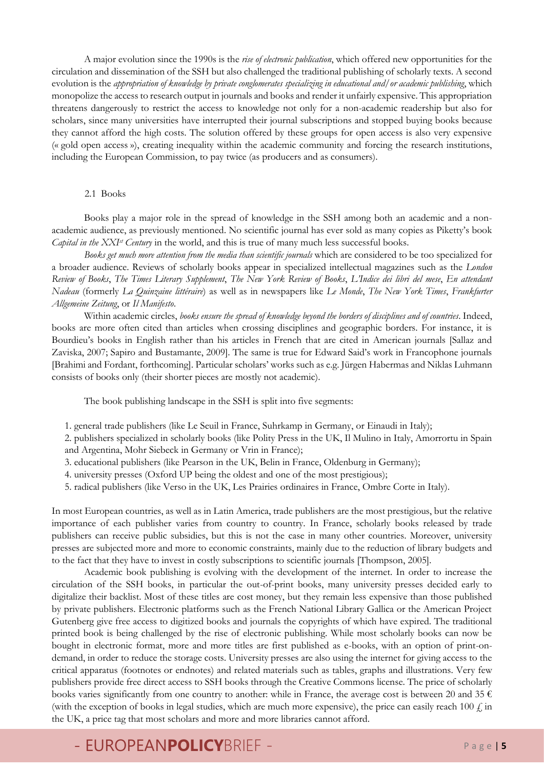A major evolution since the 1990s is the *rise of electronic publication*, which offered new opportunities for the circulation and dissemination of the SSH but also challenged the traditional publishing of scholarly texts. A second evolution is the *appropriation of knowledge by private conglomerates specializing in educational and/or academic publishing*, which monopolize the access to research output in journals and books and render it unfairly expensive. This appropriation threatens dangerously to restrict the access to knowledge not only for a non-academic readership but also for scholars, since many universities have interrupted their journal subscriptions and stopped buying books because they cannot afford the high costs. The solution offered by these groups for open access is also very expensive (« gold open access »), creating inequality within the academic community and forcing the research institutions, including the European Commission, to pay twice (as producers and as consumers).

### 2.1 Books

Books play a major role in the spread of knowledge in the SSH among both an academic and a non-academic audience, as previously mentioned. No scientific journal has ever sold as many copies as Piketty's book *Capital in the XXI$^{st}$ Century* in the world, and this is true of many much less successful books.

*Books get much more attention from the media than scientific journals* which are considered to be too specialized for a broader audience. Reviews of scholarly books appear in specialized intellectual magazines such as the *London Review of Books*, *The Times Literary Supplement*, *The New York Review of Books*, *L'Indice dei libri del mese*, *En attendant Nadeau* (formerly *La Quinzaine littéraire*) as well as in newspapers like *Le Monde*, *The New York Times*, *Frankfurter Allgemeine Zeitung*, or *Il Manifesto*.

Within academic circles, *books ensure the spread of knowledge beyond the borders of disciplines and of countries*. Indeed, books are more often cited than articles when crossing disciplines and geographic borders. For instance, it is Bourdieu's books in English rather than his articles in French that are cited in American journals [Sallaz and Zaviska, 2007; Sapiro and Bustamante, 2009]. The same is true for Edward Said's work in Francophone journals [Brahimi and Fordant, forthcoming]. Particular scholars' works such as e.g. Jürgen Habermas and Niklas Luhmann consists of books only (their shorter pieces are mostly not academic).

The book publishing landscape in the SSH is split into five segments:

1. general trade publishers (like Le Seuil in France, Suhrkamp in Germany, or Einaudi in Italy);
2. publishers specialized in scholarly books (like Polity Press in the UK, Il Mulino in Italy, Amorrortu in Spain and Argentina, Mohr Siebeck in Germany or Vrin in France);
3. educational publishers (like Pearson in the UK, Belin in France, Oldenburg in Germany);
4. university presses (Oxford UP being the oldest and one of the most prestigious);
5. radical publishers (like Verso in the UK, Les Prairies ordinaires in France, Ombre Corte in Italy).

In most European countries, as well as in Latin America, trade publishers are the most prestigious, but the relative importance of each publisher varies from country to country. In France, scholarly books released by trade publishers can receive public subsidies, but this is not the case in many other countries. Moreover, university presses are subjected more and more to economic constraints, mainly due to the reduction of library budgets and to the fact that they have to invest in costly subscriptions to scientific journals [Thompson, 2005].

Academic book publishing is evolving with the development of the internet. In order to increase the circulation of the SSH books, in particular the out-of-print books, many university presses decided early to digitalize their backlist. Most of these titles are cost money, but they remain less expensive than those published by private publishers. Electronic platforms such as the French National Library Gallica or the American Project Gutenberg give free access to digitized books and journals the copyrights of which have expired. The traditional printed book is being challenged by the rise of electronic publishing. While most scholarly books can now be bought in electronic format, more and more titles are first published as e-books, with an option of print-on-demand, in order to reduce the storage costs. University presses are also using the internet for giving access to the critical apparatus (footnotes or endnotes) and related materials such as tables, graphs and illustrations. Very few publishers provide free direct access to SSH books through the Creative Commons license. The price of scholarly books varies significantly from one country to another: while in France, the average cost is between 20 and 35 € (with the exception of books in legal studies, which are much more expensive), the price can easily reach 100 £ in the UK, a price tag that most scholars and more and more libraries cannot afford.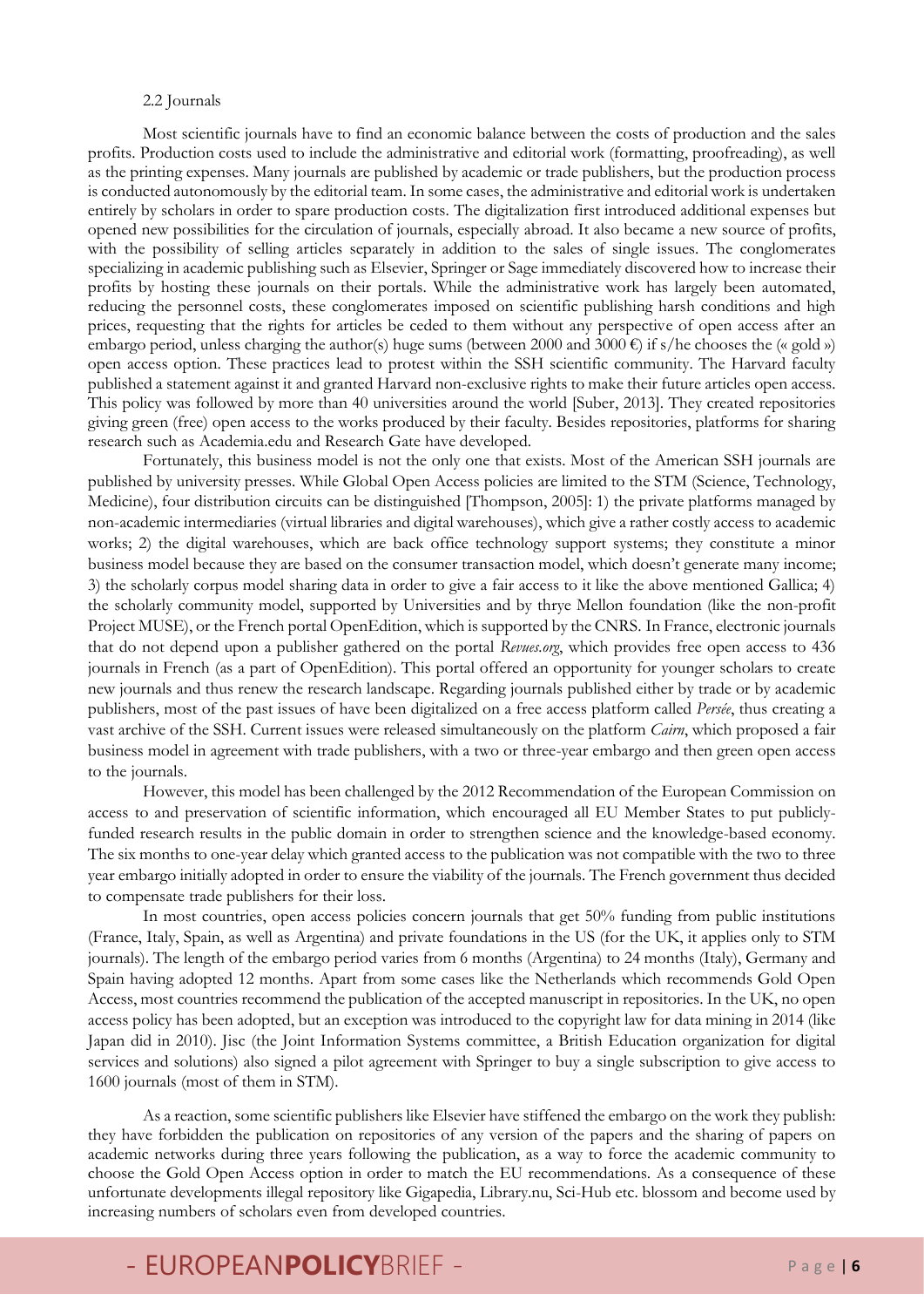2.2 Journals

Most scientific journals have to find an economic balance between the costs of production and the sales profits. Production costs used to include the administrative and editorial work (formatting, proofreading), as well as the printing expenses. Many journals are published by academic or trade publishers, but the production process is conducted autonomously by the editorial team. In some cases, the administrative and editorial work is undertaken entirely by scholars in order to spare production costs. The digitalization first introduced additional expenses but opened new possibilities for the circulation of journals, especially abroad. It also became a new source of profits, with the possibility of selling articles separately in addition to the sales of single issues. The conglomerates specializing in academic publishing such as Elsevier, Springer or Sage immediately discovered how to increase their profits by hosting these journals on their portals. While the administrative work has largely been automated, reducing the personnel costs, these conglomerates imposed on scientific publishing harsh conditions and high prices, requesting that the rights for articles be ceded to them without any perspective of open access after an embargo period, unless charging the author(s) huge sums (between 2000 and 3000 €) if s/he chooses the (« gold ») open access option. These practices lead to protest within the SSH scientific community. The Harvard faculty published a statement against it and granted Harvard non-exclusive rights to make their future articles open access. This policy was followed by more than 40 universities around the world [Suber, 2013]. They created repositories giving green (free) open access to the works produced by their faculty. Besides repositories, platforms for sharing research such as Academia.edu and Research Gate have developed.

Fortunately, this business model is not the only one that exists. Most of the American SSH journals are published by university presses. While Global Open Access policies are limited to the STM (Science, Technology, Medicine), four distribution circuits can be distinguished [Thompson, 2005]: 1) the private platforms managed by non-academic intermediaries (virtual libraries and digital warehouses), which give a rather costly access to academic works; 2) the digital warehouses, which are back office technology support systems; they constitute a minor business model because they are based on the consumer transaction model, which doesn't generate many income; 3) the scholarly corpus model sharing data in order to give a fair access to it like the above mentioned Gallica; 4) the scholarly community model, supported by Universities and by thrye Mellon foundation (like the non-profit Project MUSE), or the French portal OpenEdition, which is supported by the CNRS. In France, electronic journals that do not depend upon a publisher gathered on the portal *Revues.org*, which provides free open access to 436 journals in French (as a part of OpenEdition). This portal offered an opportunity for younger scholars to create new journals and thus renew the research landscape. Regarding journals published either by trade or by academic publishers, most of the past issues of have been digitalized on a free access platform called *Persée*, thus creating a vast archive of the SSH. Current issues were released simultaneously on the platform *Cairn*, which proposed a fair business model in agreement with trade publishers, with a two or three-year embargo and then green open access to the journals.

However, this model has been challenged by the 2012 Recommendation of the European Commission on access to and preservation of scientific information, which encouraged all EU Member States to put publicly-funded research results in the public domain in order to strengthen science and the knowledge-based economy. The six months to one-year delay which granted access to the publication was not compatible with the two to three year embargo initially adopted in order to ensure the viability of the journals. The French government thus decided to compensate trade publishers for their loss.

In most countries, open access policies concern journals that get 50% funding from public institutions (France, Italy, Spain, as well as Argentina) and private foundations in the US (for the UK, it applies only to STM journals). The length of the embargo period varies from 6 months (Argentina) to 24 months (Italy), Germany and Spain having adopted 12 months. Apart from some cases like the Netherlands which recommends Gold Open Access, most countries recommend the publication of the accepted manuscript in repositories. In the UK, no open access policy has been adopted, but an exception was introduced to the copyright law for data mining in 2014 (like Japan did in 2010). Jisc (the Joint Information Systems committee, a British Education organization for digital services and solutions) also signed a pilot agreement with Springer to buy a single subscription to give access to 1600 journals (most of them in STM).

As a reaction, some scientific publishers like Elsevier have stiffened the embargo on the work they publish: they have forbidden the publication on repositories of any version of the papers and the sharing of papers on academic networks during three years following the publication, as a way to force the academic community to choose the Gold Open Access option in order to match the EU recommendations. As a consequence of these unfortunate developments illegal repository like Gigapedia, Library.nu, Sci-Hub etc. blossom and become used by increasing numbers of scholars even from developed countries.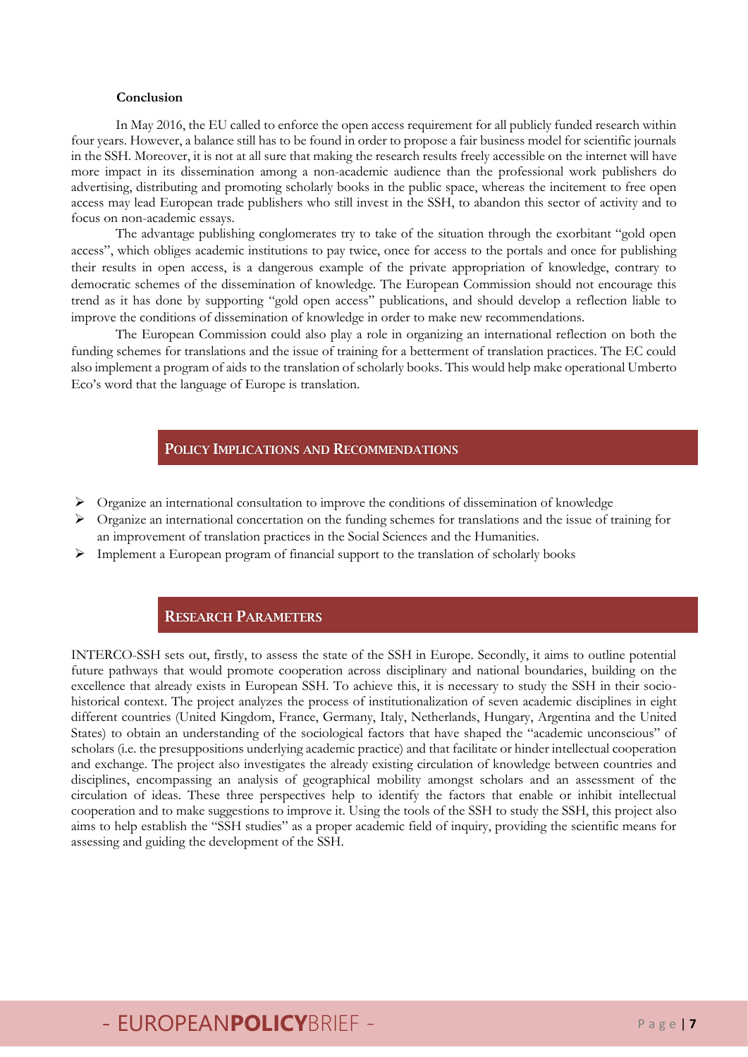**Conclusion**

In May 2016, the EU called to enforce the open access requirement for all publicly funded research within four years. However, a balance still has to be found in order to propose a fair business model for scientific journals in the SSH. Moreover, it is not at all sure that making the research results freely accessible on the internet will have more impact in its dissemination among a non-academic audience than the professional work publishers do advertising, distributing and promoting scholarly books in the public space, whereas the incitement to free open access may lead European trade publishers who still invest in the SSH, to abandon this sector of activity and to focus on non-academic essays.

The advantage publishing conglomerates try to take of the situation through the exorbitant "gold open access", which obliges academic institutions to pay twice, once for access to the portals and once for publishing their results in open access, is a dangerous example of the private appropriation of knowledge, contrary to democratic schemes of the dissemination of knowledge. The European Commission should not encourage this trend as it has done by supporting "gold open access" publications, and should develop a reflection liable to improve the conditions of dissemination of knowledge in order to make new recommendations.

The European Commission could also play a role in organizing an international reflection on both the funding schemes for translations and the issue of training for a betterment of translation practices. The EC could also implement a program of aids to the translation of scholarly books. This would help make operational Umberto Eco's word that the language of Europe is translation.

## POLICY IMPLICATIONS AND RECOMMENDATIONS

- Organize an international consultation to improve the conditions of dissemination of knowledge
- Organize an international concertation on the funding schemes for translations and the issue of training for an improvement of translation practices in the Social Sciences and the Humanities.
- Implement a European program of financial support to the translation of scholarly books

## RESEARCH PARAMETERS

INTERCO-SSH sets out, firstly, to assess the state of the SSH in Europe. Secondly, it aims to outline potential future pathways that would promote cooperation across disciplinary and national boundaries, building on the excellence that already exists in European SSH. To achieve this, it is necessary to study the SSH in their socio-historical context. The project analyzes the process of institutionalization of seven academic disciplines in eight different countries (United Kingdom, France, Germany, Italy, Netherlands, Hungary, Argentina and the United States) to obtain an understanding of the sociological factors that have shaped the "academic unconscious" of scholars (i.e. the presuppositions underlying academic practice) and that facilitate or hinder intellectual cooperation and exchange. The project also investigates the already existing circulation of knowledge between countries and disciplines, encompassing an analysis of geographical mobility amongst scholars and an assessment of the circulation of ideas. These three perspectives help to identify the factors that enable or inhibit intellectual cooperation and to make suggestions to improve it. Using the tools of the SSH to study the SSH, this project also aims to help establish the "SSH studies" as a proper academic field of inquiry, providing the scientific means for assessing and guiding the development of the SSH.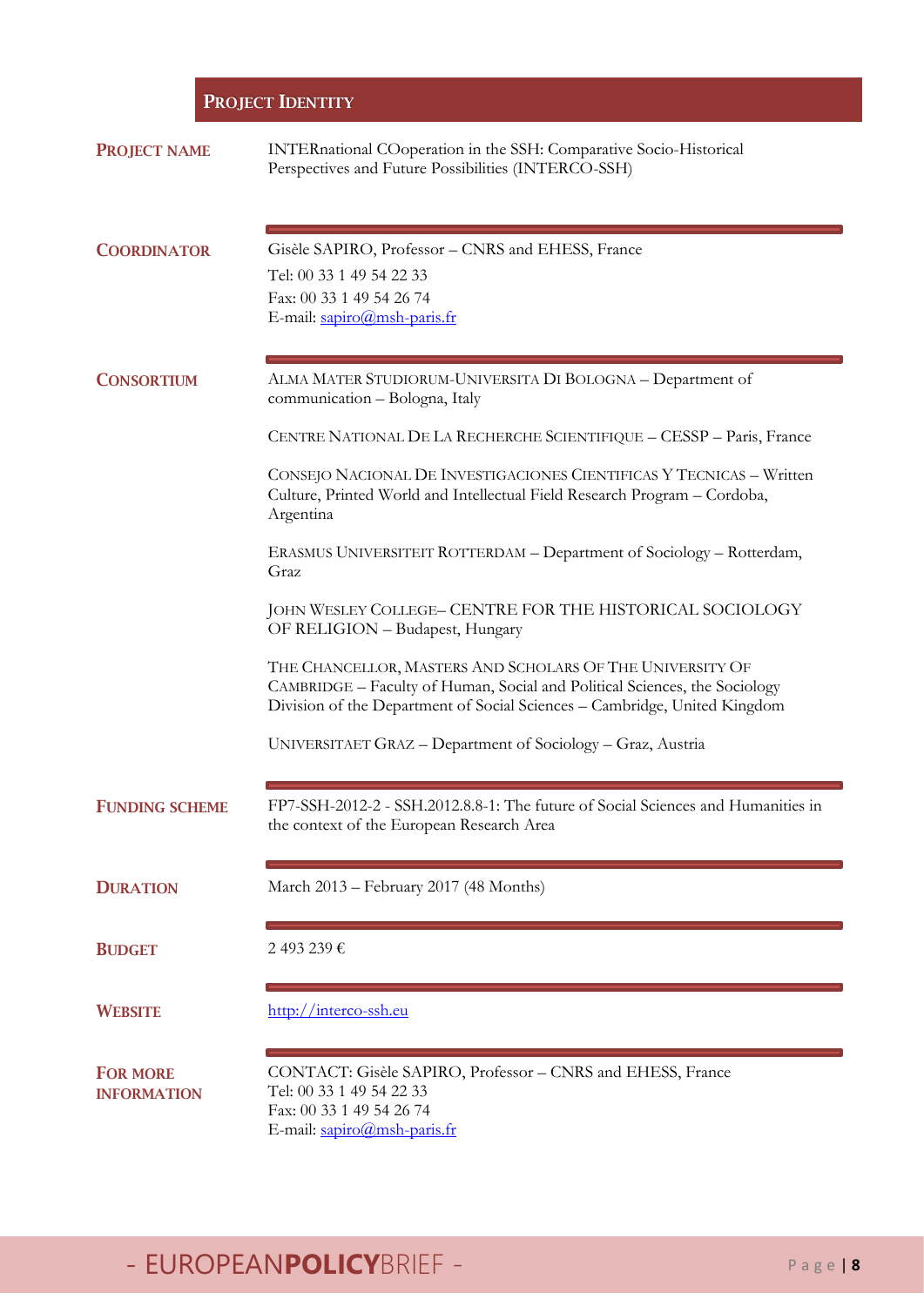## PROJECT IDENTITY

**PROJECT NAME**

INTERnational COoperation in the SSH: Comparative Socio-Historical Perspectives and Future Possibilities (INTERCO-SSH)

**COORDINATOR**

Gisèle SAPIRO, Professor – CNRS and EHESS, France

Tel: 00 33 1 49 54 22 33

Fax: 00 33 1 49 54 26 74

E-mail: sapiro@msh-paris.fr

**CONSORTIUM**

ALMA MATER STUDIORUM-UNIVERSITA DI BOLOGNA – Department of communication – Bologna, Italy

CENTRE NATIONAL DE LA RECHERCHE SCIENTIFIQUE – CESSP – Paris, France

CONSEJO NACIONAL DE INVESTIGACIONES CIENTIFICAS Y TECNICAS – Written Culture, Printed World and Intellectual Field Research Program – Cordoba, Argentina

ERASMUS UNIVERSITEIT ROTTERDAM – Department of Sociology – Rotterdam, Graz

JOHN WESLEY COLLEGE– CENTRE FOR THE HISTORICAL SOCIOLOGY OF RELIGION – Budapest, Hungary

THE CHANCELLOR, MASTERS AND SCHOLARS OF THE UNIVERSITY OF CAMBRIDGE – Faculty of Human, Social and Political Sciences, the Sociology Division of the Department of Social Sciences – Cambridge, United Kingdom

UNIVERSITAET GRAZ – Department of Sociology – Graz, Austria

**FUNDING SCHEME**

FP7-SSH-2012-2 - SSH.2012.8.8-1: The future of Social Sciences and Humanities in the context of the European Research Area

**DURATION**

March 2013 – February 2017 (48 Months)

**BUDGET**

2 493 239 €

**WEBSITE**

http://interco-ssh.eu

**FOR MORE INFORMATION**

CONTACT: Gisèle SAPIRO, Professor – CNRS and EHESS, France
Tel: 00 33 1 49 54 22 33
Fax: 00 33 1 49 54 26 74
E-mail: sapiro@msh-paris.fr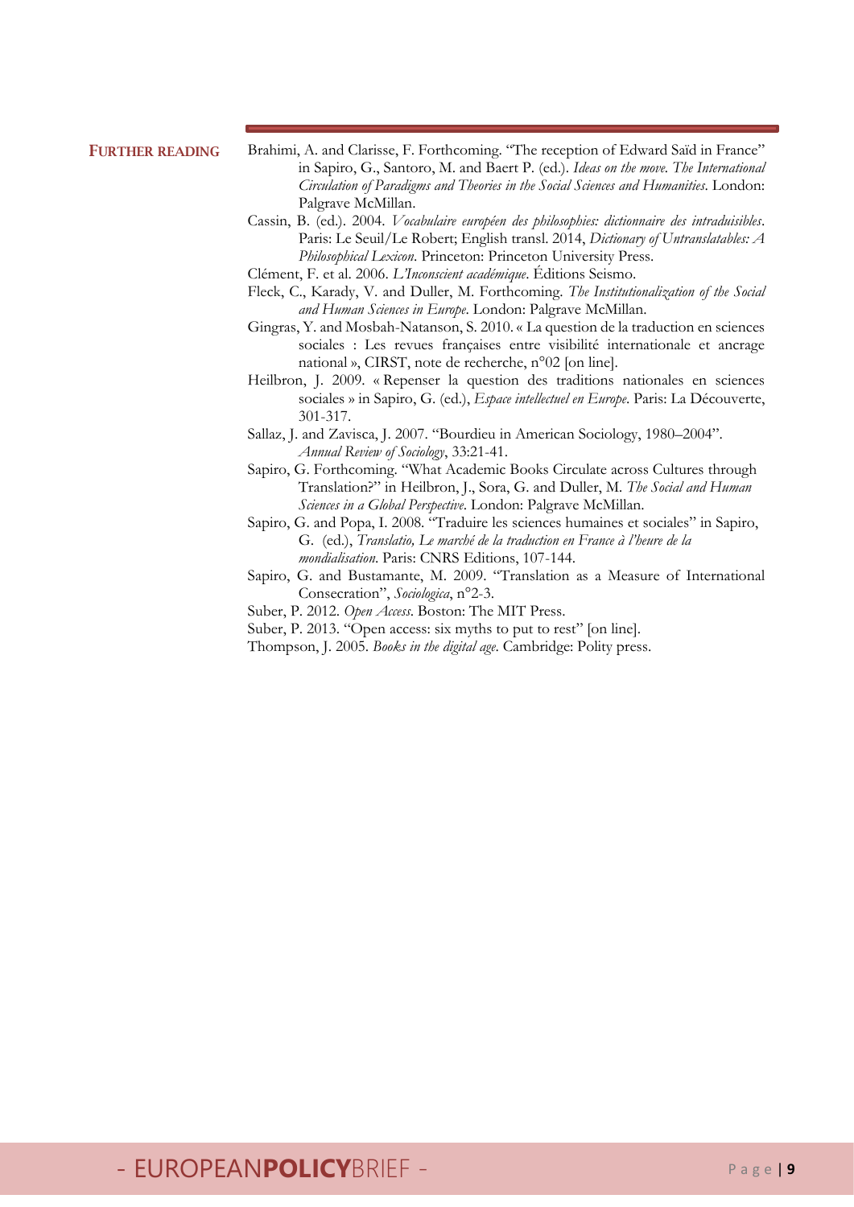## FURTHER READING

Brahimi, A. and Clarisse, F. Forthcoming. "The reception of Edward Saïd in France" in Sapiro, G., Santoro, M. and Baert P. (ed.). *Ideas on the move. The International Circulation of Paradigms and Theories in the Social Sciences and Humanities*. London: Palgrave McMillan.

Cassin, B. (ed.). 2004. *Vocabulaire européen des philosophies: dictionnaire des intraduisibles*. Paris: Le Seuil/Le Robert; English transl. 2014, *Dictionary of Untranslatables: A Philosophical Lexicon*. Princeton: Princeton University Press.

Clément, F. et al. 2006. *L'Inconscient académique*. Éditions Seismo.

Fleck, C., Karady, V. and Duller, M. Forthcoming. *The Institutionalization of the Social and Human Sciences in Europe*. London: Palgrave McMillan.

Gingras, Y. and Mosbah-Natanson, S. 2010. « La question de la traduction en sciences sociales : Les revues françaises entre visibilité internationale et ancrage national », CIRST, note de recherche, n°02 [on line].

Heilbron, J. 2009. « Repenser la question des traditions nationales en sciences sociales » in Sapiro, G. (ed.), *Espace intellectuel en Europe*. Paris: La Découverte, 301-317.

Sallaz, J. and Zavisca, J. 2007. "Bourdieu in American Sociology, 1980–2004". *Annual Review of Sociology*, 33:21-41.

Sapiro, G. Forthcoming. "What Academic Books Circulate across Cultures through Translation?" in Heilbron, J., Sora, G. and Duller, M. *The Social and Human Sciences in a Global Perspective*. London: Palgrave McMillan.

Sapiro, G. and Popa, I. 2008. "Traduire les sciences humaines et sociales" in Sapiro, G. (ed.), *Translatio, Le marché de la traduction en France à l'heure de la mondialisation*. Paris: CNRS Editions, 107-144.

Sapiro, G. and Bustamante, M. 2009. "Translation as a Measure of International Consecration", *Sociologica*, n°2-3.

Suber, P. 2012. *Open Access*. Boston: The MIT Press.

Suber, P. 2013. "Open access: six myths to put to rest" [on line].

Thompson, J. 2005. *Books in the digital age*. Cambridge: Polity press.